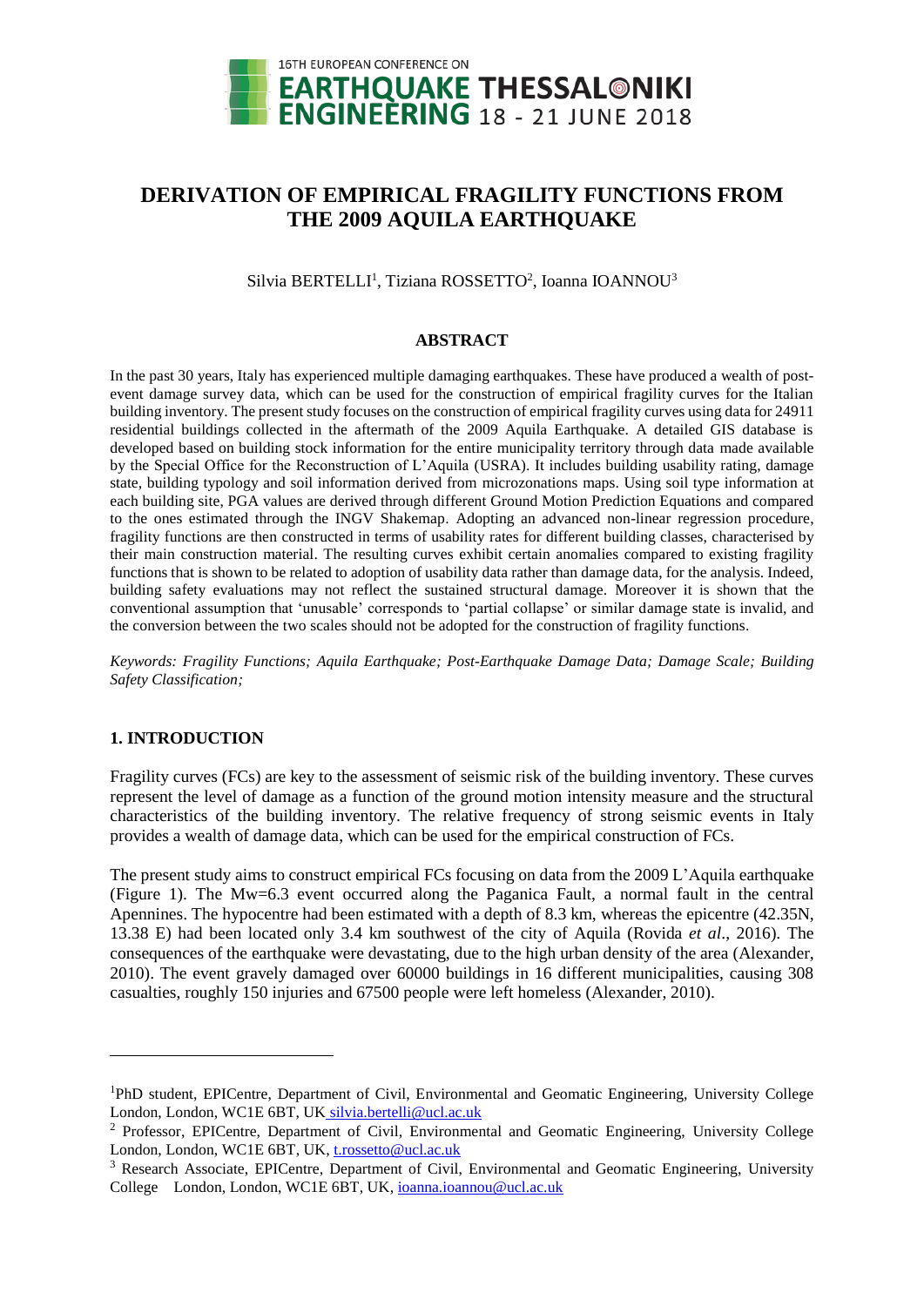# DERIVATION OF EMPIRICAL FRAGILITY FUNCTIONS FROM THE 2009 AQUILA EARTHQUAKE

Silvia BERTELLI[1], Tiziana ROSSETTO[2], Ioanna IOANNOU[3]

## ABSTRACT

In the past 30 years, Italy has experienced multiple damaging earthquakes. These have produced a wealth of post-event damage survey data, which can be used for the construction of empirical fragility curves for the Italian building inventory. The present study focuses on the construction of empirical fragility curves using data for 24911 residential buildings collected in the aftermath of the 2009 Aquila Earthquake. A detailed GIS database is developed based on building stock information for the entire municipality territory through data made available by the Special Office for the Reconstruction of L'Aquila (USRA). It includes building usability rating, damage state, building typology and soil information derived from microzonations maps. Using soil type information at each building site, PGA values are derived through different Ground Motion Prediction Equations and compared to the ones estimated through the INGV Shakemap. Adopting an advanced non-linear regression procedure, fragility functions are then constructed in terms of usability rates for different building classes, characterised by their main construction material. The resulting curves exhibit certain anomalies compared to existing fragility functions that is shown to be related to adoption of usability data rather than damage data, for the analysis. Indeed, building safety evaluations may not reflect the sustained structural damage. Moreover it is shown that the conventional assumption that 'unusable' corresponds to 'partial collapse' or similar damage state is invalid, and the conversion between the two scales should not be adopted for the construction of fragility functions.

*Keywords: Fragility Functions; Aquila Earthquake; Post-Earthquake Damage Data; Damage Scale; Building Safety Classification;*

## 1. INTRODUCTION

Fragility curves (FCs) are key to the assessment of seismic risk of the building inventory. These curves represent the level of damage as a function of the ground motion intensity measure and the structural characteristics of the building inventory. The relative frequency of strong seismic events in Italy provides a wealth of damage data, which can be used for the empirical construction of FCs.

The present study aims to construct empirical FCs focusing on data from the 2009 L'Aquila earthquake (Figure 1). The Mw=6.3 event occurred along the Paganica Fault, a normal fault in the central Apennines. The hypocentre had been estimated with a depth of 8.3 km, whereas the epicentre (42.35N, 13.38 E) had been located only 3.4 km southwest of the city of Aquila (Rovida *et al.*, 2016). The consequences of the earthquake were devastating, due to the high urban density of the area (Alexander, 2010). The event gravely damaged over 60000 buildings in 16 different municipalities, causing 308 casualties, roughly 150 injuries and 67500 people were left homeless (Alexander, 2010).

---

[1] PhD student, EPICentre, Department of Civil, Environmental and Geomatic Engineering, University College London, London, WC1E 6BT, UK silvia.bertelli@ucl.ac.uk

[2] Professor, EPICentre, Department of Civil, Environmental and Geomatic Engineering, University College London, London, WC1E 6BT, UK, t.rossetto@ucl.ac.uk

[3] Research Associate, EPICentre, Department of Civil, Environmental and Geomatic Engineering, University College London, London, WC1E 6BT, UK, ioanna.ioannou@ucl.ac.uk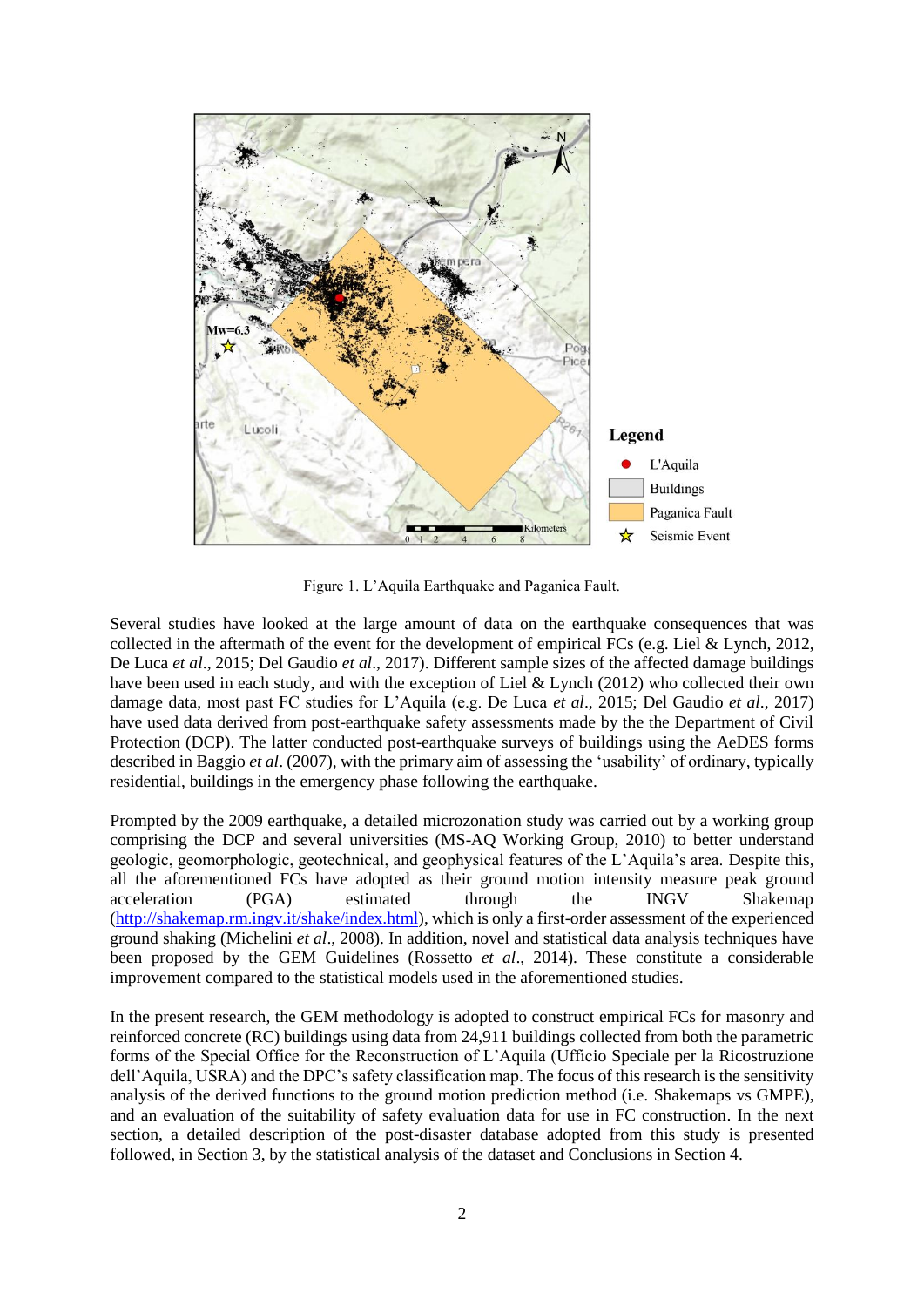Figure 1. L'Aquila Earthquake and Paganica Fault.

Several studies have looked at the large amount of data on the earthquake consequences that was collected in the aftermath of the event for the development of empirical FCs (e.g. Liel & Lynch, 2012, De Luca *et al*., 2015; Del Gaudio *et al*., 2017). Different sample sizes of the affected damage buildings have been used in each study, and with the exception of Liel & Lynch (2012) who collected their own damage data, most past FC studies for L'Aquila (e.g. De Luca *et al*., 2015; Del Gaudio *et al*., 2017) have used data derived from post-earthquake safety assessments made by the the Department of Civil Protection (DCP). The latter conducted post-earthquake surveys of buildings using the AeDES forms described in Baggio *et al*. (2007), with the primary aim of assessing the 'usability' of ordinary, typically residential, buildings in the emergency phase following the earthquake.

Prompted by the 2009 earthquake, a detailed microzonation study was carried out by a working group comprising the DCP and several universities (MS-AQ Working Group, 2010) to better understand geologic, geomorphologic, geotechnical, and geophysical features of the L'Aquila's area. Despite this, all the aforementioned FCs have adopted as their ground motion intensity measure peak ground acceleration (PGA) estimated through the INGV Shakemap (http://shakemap.rm.ingv.it/shake/index.html), which is only a first-order assessment of the experienced ground shaking (Michelini *et al*., 2008). In addition, novel and statistical data analysis techniques have been proposed by the GEM Guidelines (Rossetto *et al*., 2014). These constitute a considerable improvement compared to the statistical models used in the aforementioned studies.

In the present research, the GEM methodology is adopted to construct empirical FCs for masonry and reinforced concrete (RC) buildings using data from 24,911 buildings collected from both the parametric forms of the Special Office for the Reconstruction of L'Aquila (Ufficio Speciale per la Ricostruzione dell'Aquila, USRA) and the DPC's safety classification map. The focus of this research is the sensitivity analysis of the derived functions to the ground motion prediction method (i.e. Shakemaps vs GMPE), and an evaluation of the suitability of safety evaluation data for use in FC construction. In the next section, a detailed description of the post-disaster database adopted from this study is presented followed, in Section 3, by the statistical analysis of the dataset and Conclusions in Section 4.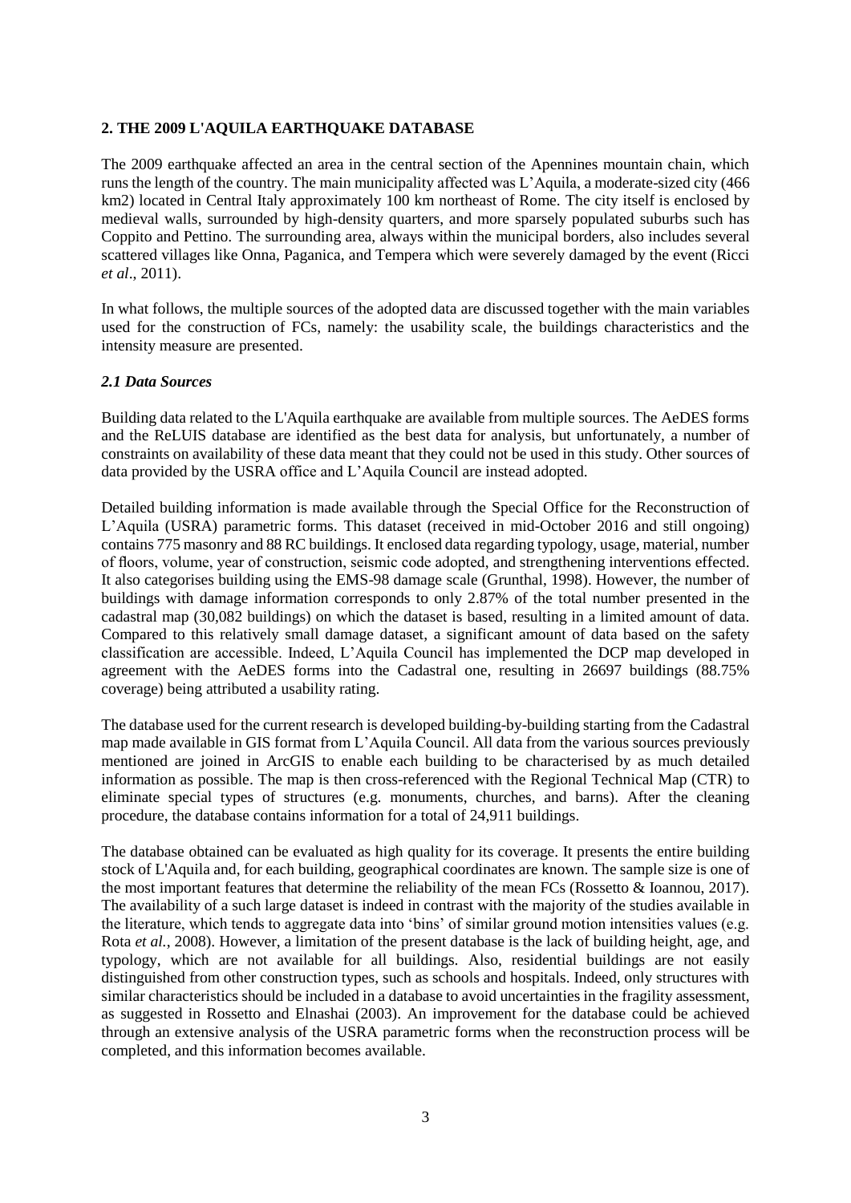## 2. THE 2009 L'AQUILA EARTHQUAKE DATABASE

The 2009 earthquake affected an area in the central section of the Apennines mountain chain, which runs the length of the country. The main municipality affected was L'Aquila, a moderate-sized city (466 km2) located in Central Italy approximately 100 km northeast of Rome. The city itself is enclosed by medieval walls, surrounded by high-density quarters, and more sparsely populated suburbs such has Coppito and Pettino. The surrounding area, always within the municipal borders, also includes several scattered villages like Onna, Paganica, and Tempera which were severely damaged by the event (Ricci *et al*., 2011).

In what follows, the multiple sources of the adopted data are discussed together with the main variables used for the construction of FCs, namely: the usability scale, the buildings characteristics and the intensity measure are presented.

### *2.1 Data Sources*

Building data related to the L'Aquila earthquake are available from multiple sources. The AeDES forms and the ReLUIS database are identified as the best data for analysis, but unfortunately, a number of constraints on availability of these data meant that they could not be used in this study. Other sources of data provided by the USRA office and L'Aquila Council are instead adopted.

Detailed building information is made available through the Special Office for the Reconstruction of L'Aquila (USRA) parametric forms. This dataset (received in mid-October 2016 and still ongoing) contains 775 masonry and 88 RC buildings. It enclosed data regarding typology, usage, material, number of floors, volume, year of construction, seismic code adopted, and strengthening interventions effected. It also categorises building using the EMS-98 damage scale (Grunthal, 1998). However, the number of buildings with damage information corresponds to only 2.87% of the total number presented in the cadastral map (30,082 buildings) on which the dataset is based, resulting in a limited amount of data. Compared to this relatively small damage dataset, a significant amount of data based on the safety classification are accessible. Indeed, L'Aquila Council has implemented the DCP map developed in agreement with the AeDES forms into the Cadastral one, resulting in 26697 buildings (88.75% coverage) being attributed a usability rating.

The database used for the current research is developed building-by-building starting from the Cadastral map made available in GIS format from L'Aquila Council. All data from the various sources previously mentioned are joined in ArcGIS to enable each building to be characterised by as much detailed information as possible. The map is then cross-referenced with the Regional Technical Map (CTR) to eliminate special types of structures (e.g. monuments, churches, and barns). After the cleaning procedure, the database contains information for a total of 24,911 buildings.

The database obtained can be evaluated as high quality for its coverage. It presents the entire building stock of L'Aquila and, for each building, geographical coordinates are known. The sample size is one of the most important features that determine the reliability of the mean FCs (Rossetto & Ioannou, 2017). The availability of a such large dataset is indeed in contrast with the majority of the studies available in the literature, which tends to aggregate data into 'bins' of similar ground motion intensities values (e.g. Rota *et al.*, 2008). However, a limitation of the present database is the lack of building height, age, and typology, which are not available for all buildings. Also, residential buildings are not easily distinguished from other construction types, such as schools and hospitals. Indeed, only structures with similar characteristics should be included in a database to avoid uncertainties in the fragility assessment, as suggested in Rossetto and Elnashai (2003). An improvement for the database could be achieved through an extensive analysis of the USRA parametric forms when the reconstruction process will be completed, and this information becomes available.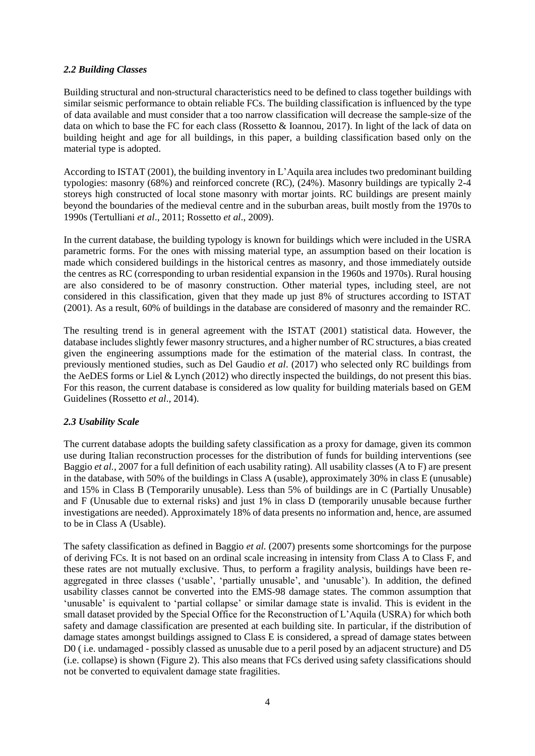### *2.2 Building Classes*

Building structural and non-structural characteristics need to be defined to class together buildings with similar seismic performance to obtain reliable FCs. The building classification is influenced by the type of data available and must consider that a too narrow classification will decrease the sample-size of the data on which to base the FC for each class (Rossetto & Ioannou, 2017). In light of the lack of data on building height and age for all buildings, in this paper, a building classification based only on the material type is adopted.

According to ISTAT (2001), the building inventory in L'Aquila area includes two predominant building typologies: masonry (68%) and reinforced concrete (RC), (24%). Masonry buildings are typically 2-4 storeys high constructed of local stone masonry with mortar joints. RC buildings are present mainly beyond the boundaries of the medieval centre and in the suburban areas, built mostly from the 1970s to 1990s (Tertulliani *et al*., 2011; Rossetto *et al*., 2009).

In the current database, the building typology is known for buildings which were included in the USRA parametric forms. For the ones with missing material type, an assumption based on their location is made which considered buildings in the historical centres as masonry, and those immediately outside the centres as RC (corresponding to urban residential expansion in the 1960s and 1970s). Rural housing are also considered to be of masonry construction. Other material types, including steel, are not considered in this classification, given that they made up just 8% of structures according to ISTAT (2001). As a result, 60% of buildings in the database are considered of masonry and the remainder RC.

The resulting trend is in general agreement with the ISTAT (2001) statistical data. However, the database includes slightly fewer masonry structures, and a higher number of RC structures, a bias created given the engineering assumptions made for the estimation of the material class. In contrast, the previously mentioned studies, such as Del Gaudio *et al*. (2017) who selected only RC buildings from the AeDES forms or Liel & Lynch (2012) who directly inspected the buildings, do not present this bias. For this reason, the current database is considered as low quality for building materials based on GEM Guidelines (Rossetto *et al*., 2014).

### *2.3 Usability Scale*

The current database adopts the building safety classification as a proxy for damage, given its common use during Italian reconstruction processes for the distribution of funds for building interventions (see Baggio *et al.*, 2007 for a full definition of each usability rating). All usability classes (A to F) are present in the database, with 50% of the buildings in Class A (usable), approximately 30% in class E (unusable) and 15% in Class B (Temporarily unusable). Less than 5% of buildings are in C (Partially Unusable) and F (Unusable due to external risks) and just 1% in class D (temporarily unusable because further investigations are needed). Approximately 18% of data presents no information and, hence, are assumed to be in Class A (Usable).

The safety classification as defined in Baggio *et al.* (2007) presents some shortcomings for the purpose of deriving FCs. It is not based on an ordinal scale increasing in intensity from Class A to Class F, and these rates are not mutually exclusive. Thus, to perform a fragility analysis, buildings have been re-aggregated in three classes ('usable', 'partially unusable', and 'unusable'). In addition, the defined usability classes cannot be converted into the EMS-98 damage states. The common assumption that 'unusable' is equivalent to 'partial collapse' or similar damage state is invalid. This is evident in the small dataset provided by the Special Office for the Reconstruction of L'Aquila (USRA) for which both safety and damage classification are presented at each building site. In particular, if the distribution of damage states amongst buildings assigned to Class E is considered, a spread of damage states between D0 ( i.e. undamaged - possibly classed as unusable due to a peril posed by an adjacent structure) and D5 (i.e. collapse) is shown (Figure 2). This also means that FCs derived using safety classifications should not be converted to equivalent damage state fragilities.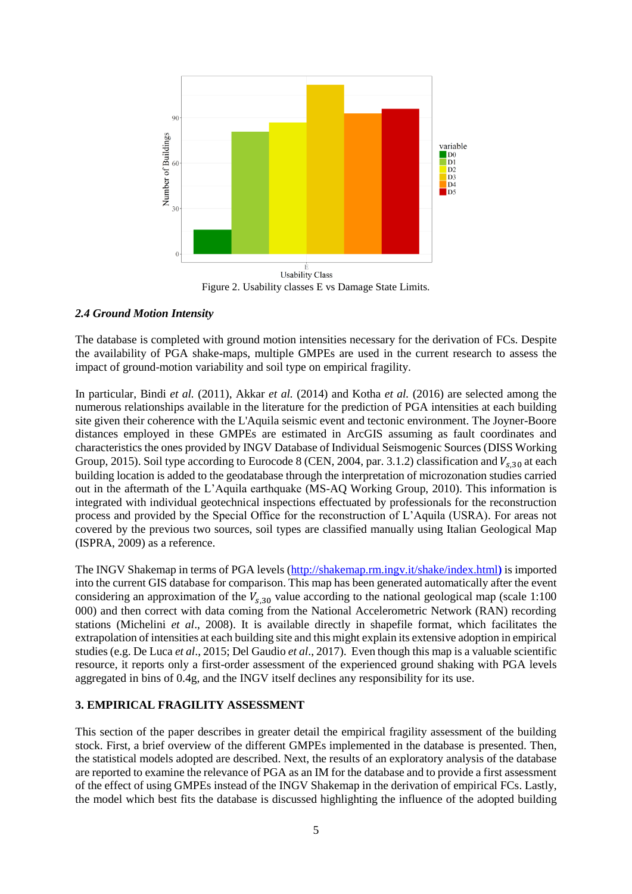Figure 2. Usability classes E vs Damage State Limits.

### *2.4 Ground Motion Intensity*

The database is completed with ground motion intensities necessary for the derivation of FCs. Despite the availability of PGA shake-maps, multiple GMPEs are used in the current research to assess the impact of ground-motion variability and soil type on empirical fragility.

In particular, Bindi *et al.* (2011), Akkar *et al.* (2014) and Kotha *et al.* (2016) are selected among the numerous relationships available in the literature for the prediction of PGA intensities at each building site given their coherence with the L'Aquila seismic event and tectonic environment. The Joyner-Boore distances employed in these GMPEs are estimated in ArcGIS assuming as fault coordinates and characteristics the ones provided by INGV Database of Individual Seismogenic Sources (DISS Working Group, 2015). Soil type according to Eurocode 8 (CEN, 2004, par. 3.1.2) classification and $V_{s,30}$ at each building location is added to the geodatabase through the interpretation of microzonation studies carried out in the aftermath of the L'Aquila earthquake (MS-AQ Working Group, 2010). This information is integrated with individual geotechnical inspections effectuated by professionals for the reconstruction process and provided by the Special Office for the reconstruction of L'Aquila (USRA). For areas not covered by the previous two sources, soil types are classified manually using Italian Geological Map (ISPRA, 2009) as a reference.

The INGV Shakemap in terms of PGA levels (http://shakemap.rm.ingv.it/shake/index.html) is imported into the current GIS database for comparison. This map has been generated automatically after the event considering an approximation of the $V_{s,30}$ value according to the national geological map (scale 1:100 000) and then correct with data coming from the National Accelerometric Network (RAN) recording stations (Michelini *et al*., 2008). It is available directly in shapefile format, which facilitates the extrapolation of intensities at each building site and this might explain its extensive adoption in empirical studies (e.g. De Luca *et al*., 2015; Del Gaudio *et al*., 2017). Even though this map is a valuable scientific resource, it reports only a first-order assessment of the experienced ground shaking with PGA levels aggregated in bins of 0.4g, and the INGV itself declines any responsibility for its use.

## 3. EMPIRICAL FRAGILITY ASSESSMENT

This section of the paper describes in greater detail the empirical fragility assessment of the building stock. First, a brief overview of the different GMPEs implemented in the database is presented. Then, the statistical models adopted are described. Next, the results of an exploratory analysis of the database are reported to examine the relevance of PGA as an IM for the database and to provide a first assessment of the effect of using GMPEs instead of the INGV Shakemap in the derivation of empirical FCs. Lastly, the model which best fits the database is discussed highlighting the influence of the adopted building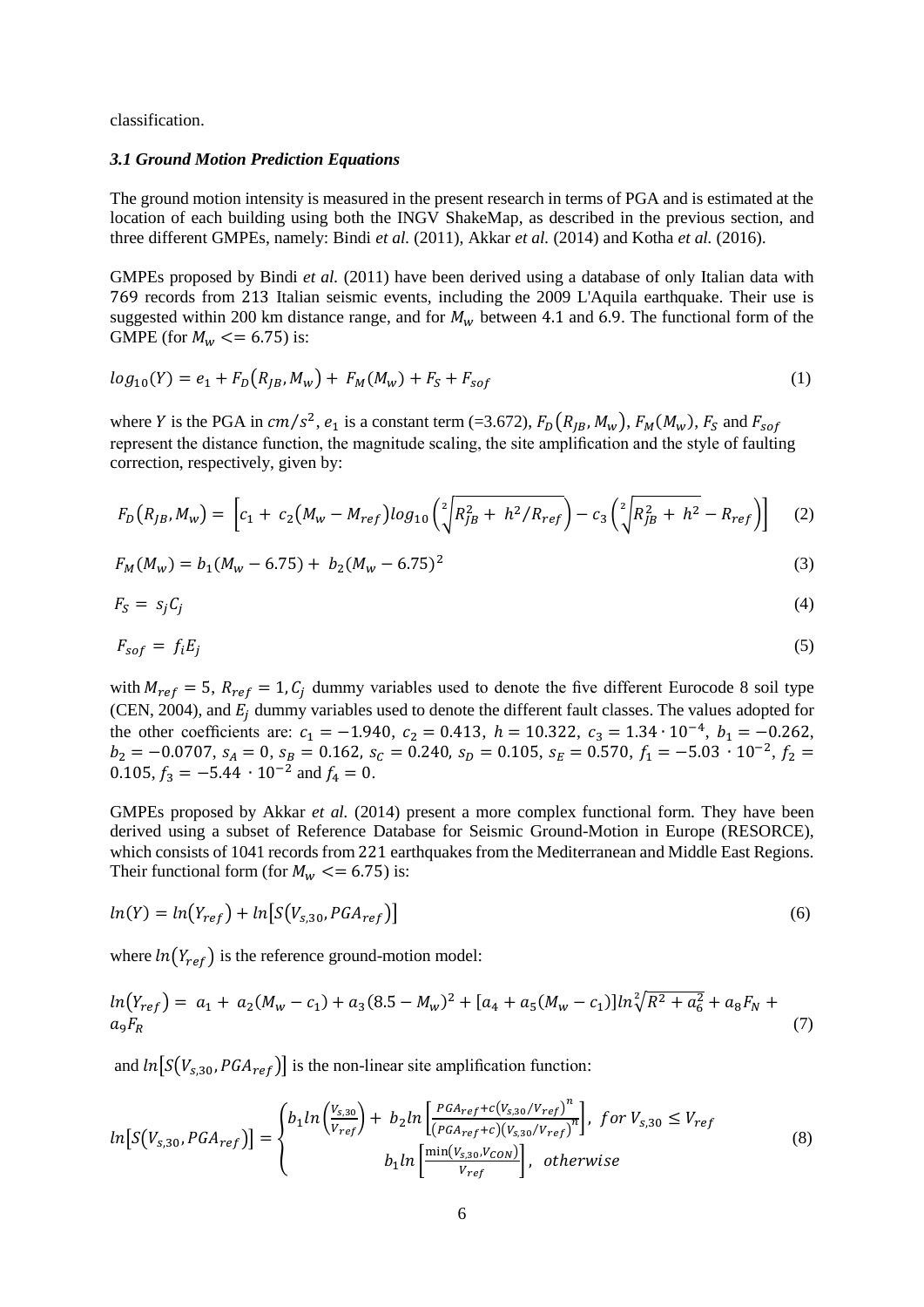classification.

### *3.1 Ground Motion Prediction Equations*

The ground motion intensity is measured in the present research in terms of PGA and is estimated at the location of each building using both the INGV ShakeMap, as described in the previous section, and three different GMPEs, namely: Bindi *et al.* (2011), Akkar *et al.* (2014) and Kotha *et al.* (2016).

GMPEs proposed by Bindi *et al.* (2011) have been derived using a database of only Italian data with 769 records from 213 Italian seismic events, including the 2009 L'Aquila earthquake. Their use is suggested within 200 km distance range, and for $M_w$ between 4.1 and 6.9. The functional form of the GMPE (for $M_w <= 6.75$) is:

$$log_{10}(Y) = e_1 + F_D(R_{JB}, M_w) + F_M(M_w) + F_S + F_{sof} \tag{1}$$

where $Y$ is the PGA in $cm/s^2$, $e_1$ is a constant term (=3.672), $F_D(R_{JB}, M_w)$, $F_M(M_w)$, $F_S$ and $F_{sof}$ represent the distance function, the magnitude scaling, the site amplification and the style of faulting correction, respectively, given by:

$$F_D(R_{JB}, M_w) = \left[c_1 + c_2(M_w - M_{ref})log_{10}\left(\sqrt[2]{R_{JB}^2 + h^2/R_{ref}}\right) - c_3\left(\sqrt[2]{R_{JB}^2 + h^2} - R_{ref}\right)\right] \tag{2}$$

$$F_M(M_w) = b_1(M_w - 6.75) + b_2(M_w - 6.75)^2 \tag{3}$$

$$F_S = s_j C_j \tag{4}$$

$$F_{sof} = f_i E_j \tag{5}$$

with $M_{ref} = 5$, $R_{ref} = 1$, $C_j$ dummy variables used to denote the five different Eurocode 8 soil type (CEN, 2004), and $E_j$ dummy variables used to denote the different fault classes. The values adopted for the other coefficients are: $c_1 = -1.940$, $c_2 = 0.413$, $h = 10.322$, $c_3 = 1.34 \cdot 10^{-4}$, $b_1 = -0.262$, $b_2 = -0.0707$, $s_A = 0$, $s_B = 0.162$, $s_C = 0.240$, $s_D = 0.105$, $s_E = 0.570$, $f_1 = -5.03 \cdot 10^{-2}$, $f_2 = 0.105$, $f_3 = -5.44 \cdot 10^{-2}$ and $f_4 = 0$.

GMPEs proposed by Akkar *et al.* (2014) present a more complex functional form. They have been derived using a subset of Reference Database for Seismic Ground-Motion in Europe (RESORCE), which consists of 1041 records from 221 earthquakes from the Mediterranean and Middle East Regions. Their functional form (for $M_w <= 6.75$) is:

$$ln(Y) = ln(Y_{ref}) + ln[S(V_{s,30}, PGA_{ref})] \tag{6}$$

where $ln(Y_{ref})$ is the reference ground-motion model:

$$ln(Y_{ref}) = a_1 + a_2(M_w - c_1) + a_3(8.5 - M_w)^2 + [a_4 + a_5(M_w - c_1)]ln\sqrt[2]{R^2 + a_6^2} + a_8 F_N + a_9 F_R \tag{7}$$

and $ln[S(V_{s,30}, PGA_{ref})]$ is the non-linear site amplification function:

$$ln[S(V_{s,30}, PGA_{ref})] = \begin{cases} b_1 ln\left(\frac{V_{s,30}}{V_{ref}}\right) + b_2 ln\left[\frac{PGA_{ref} + c(V_{s,30}/V_{ref})^n}{(PGA_{ref} + c)(V_{s,30}/V_{ref})^n}\right], \; for \; V_{s,30} \leq V_{ref} \\ b_1 ln\left[\frac{\min(V_{s,30}, V_{CON})}{V_{ref}}\right], \; otherwise \end{cases} \tag{8}$$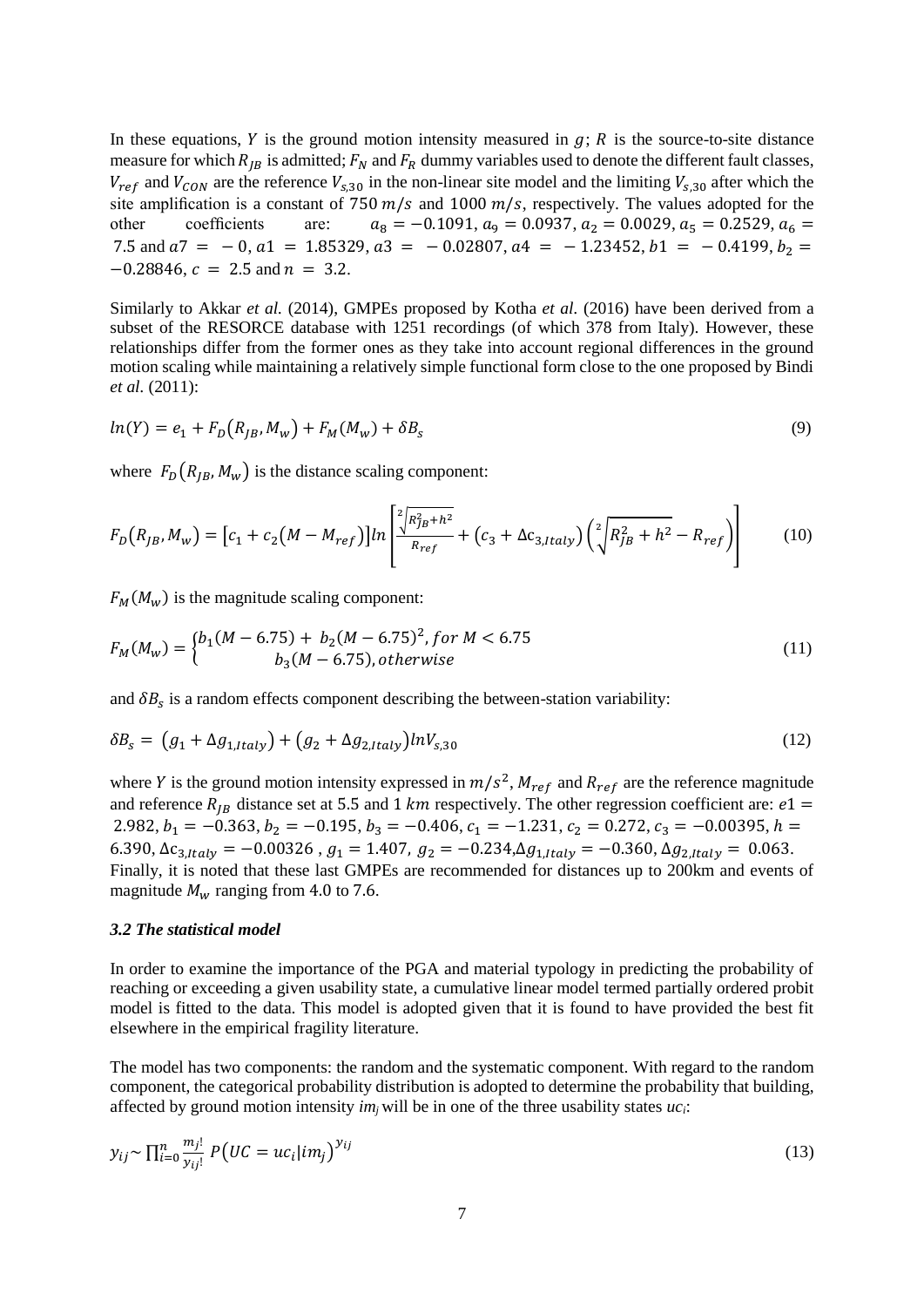In these equations, $Y$ is the ground motion intensity measured in $g$; $R$ is the source-to-site distance measure for which $R_{JB}$ is admitted; $F_N$ and $F_R$ dummy variables used to denote the different fault classes, $V_{ref}$ and $V_{CON}$ are the reference $V_{s,30}$ in the non-linear site model and the limiting $V_{s,30}$ after which the site amplification is a constant of $750\ m/s$ and $1000\ m/s$, respectively. The values adopted for the other coefficients are: $a_8 = -0.1091$, $a_9 = 0.0937$, $a_2 = 0.0029$, $a_5 = 0.2529$, $a_6 = 7.5$ and $a7 = -0$, $a1 = 1.85329$, $a3 = -0.02807$, $a4 = -1.23452$, $b1 = -0.4199$, $b_2 = -0.28846$, $c = 2.5$ and $n = 3.2$.

Similarly to Akkar *et al.* (2014), GMPEs proposed by Kotha *et al.* (2016) have been derived from a subset of the RESORCE database with 1251 recordings (of which 378 from Italy). However, these relationships differ from the former ones as they take into account regional differences in the ground motion scaling while maintaining a relatively simple functional form close to the one proposed by Bindi *et al*. (2011):

$$ln(Y) = e_1 + F_D(R_{JB}, M_w) + F_M(M_w) + \delta B_s \tag{9}$$

where $F_D(R_{JB}, M_w)$ is the distance scaling component:

$$F_D(R_{JB}, M_w) = \left[c_1 + c_2(M - M_{ref})\right] ln\left[\frac{\sqrt[2]{R_{JB}^2 + h^2}}{R_{ref}} + \left(c_3 + \Delta c_{3,Italy}\right)\left(\sqrt[2]{R_{JB}^2 + h^2} - R_{ref}\right)\right] \tag{10}$$

$F_M(M_w)$ is the magnitude scaling component:

$$F_M(M_w) = \begin{cases} b_1(M - 6.75) + b_2(M - 6.75)^2, for\ M < 6.75 \\ b_3(M - 6.75), otherwise \end{cases} \tag{11}$$

and $\delta B_s$ is a random effects component describing the between-station variability:

$$\delta B_s = \left(g_1 + \Delta g_{1,Italy}\right) + \left(g_2 + \Delta g_{2,Italy}\right) lnV_{s,30} \tag{12}$$

where $Y$ is the ground motion intensity expressed in $m/s^2$, $M_{ref}$ and $R_{ref}$ are the reference magnitude and reference $R_{JB}$ distance set at 5.5 and 1 $km$ respectively. The other regression coefficient are: $e1 = 2.982$, $b_1 = -0.363$, $b_2 = -0.195$, $b_3 = -0.406$, $c_1 = -1.231$, $c_2 = 0.272$, $c_3 = -0.00395$, $h = 6.390$, $\Delta c_{3,Italy} = -0.00326$ , $g_1 = 1.407$, $g_2 = -0.234$, $\Delta g_{1,Italy} = -0.360$, $\Delta g_{2,Italy} = 0.063$. Finally, it is noted that these last GMPEs are recommended for distances up to 200km and events of magnitude $M_w$ ranging from 4.0 to 7.6.

### *3.2 The statistical model*

In order to examine the importance of the PGA and material typology in predicting the probability of reaching or exceeding a given usability state, a cumulative linear model termed partially ordered probit model is fitted to the data. This model is adopted given that it is found to have provided the best fit elsewhere in the empirical fragility literature.

The model has two components: the random and the systematic component. With regard to the random component, the categorical probability distribution is adopted to determine the probability that building, affected by ground motion intensity $im_j$ will be in one of the three usability states $uc_i$:

$$y_{ij} \sim \prod_{i=0}^{n} \frac{m_j!}{y_{ij}!} P\left(UC = uc_i | im_j\right)^{y_{ij}} \tag{13}$$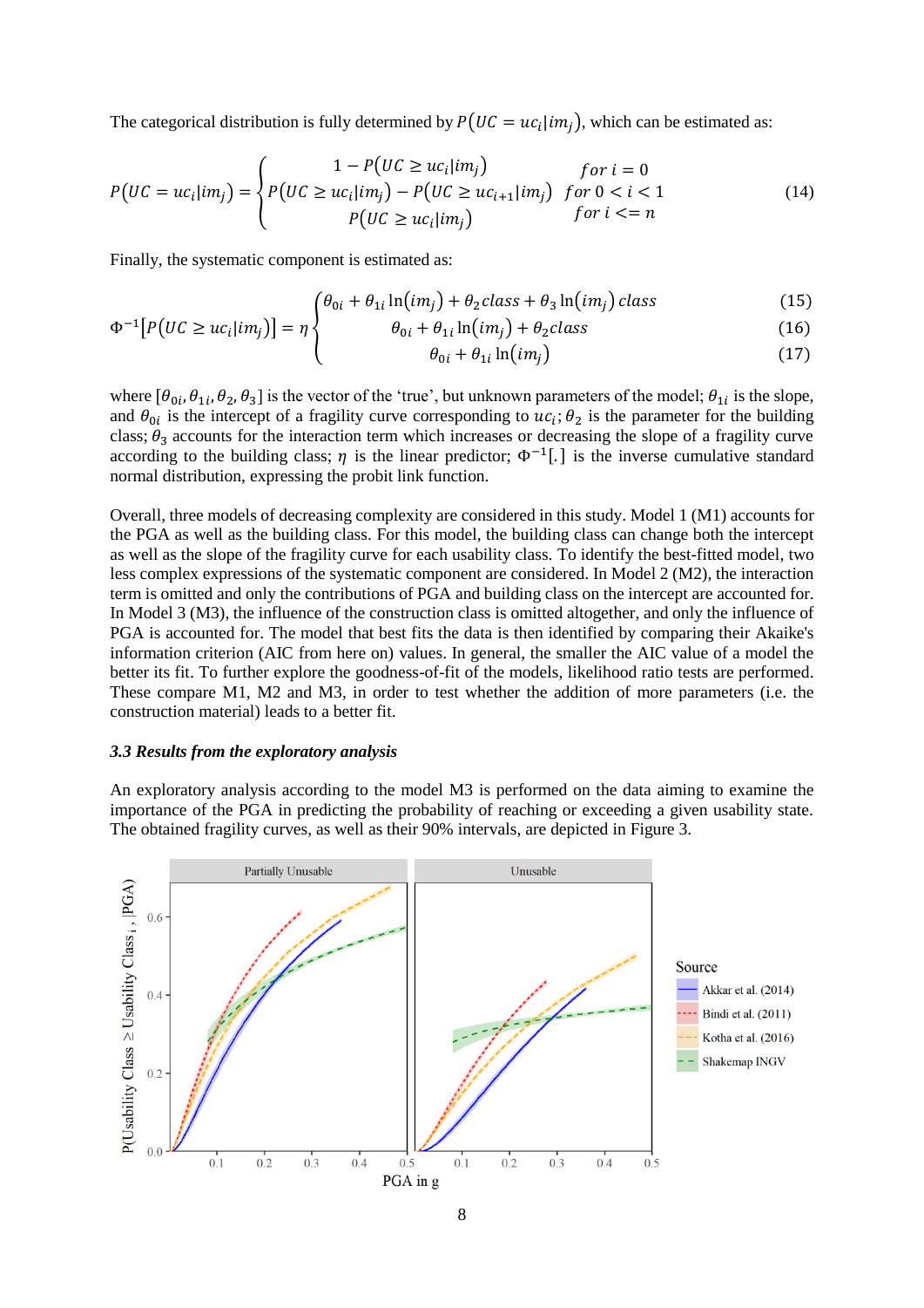The categorical distribution is fully determined by $P(UC = uc_i|im_j)$, which can be estimated as:

$$P(UC = uc_i|im_j) = \begin{cases} 1 - P(UC \geq uc_i|im_j) & for\ i = 0 \\ P(UC \geq uc_i|im_j) - P(UC \geq uc_{i+1}|im_j) & for\ 0 < i < 1 \\ P(UC \geq uc_i|im_j) & for\ i <= n \end{cases} \quad (14)$$

Finally, the systematic component is estimated as:

$$\Phi^{-1}[P(UC \geq uc_i|im_j)] = \eta \begin{cases} \theta_{0i} + \theta_{1i}\ln(im_j) + \theta_2 class + \theta_3 \ln(im_j)\, class & (15) \\ \theta_{0i} + \theta_{1i}\ln(im_j) + \theta_2 class & (16) \\ \theta_{0i} + \theta_{1i}\ln(im_j) & (17) \end{cases}$$

where $[\theta_{0i}, \theta_{1i}, \theta_2, \theta_3]$ is the vector of the 'true', but unknown parameters of the model; $\theta_{1i}$ is the slope, and $\theta_{0i}$ is the intercept of a fragility curve corresponding to $uc_i$; $\theta_2$ is the parameter for the building class; $\theta_3$ accounts for the interaction term which increases or decreasing the slope of a fragility curve according to the building class; $\eta$ is the linear predictor; $\Phi^{-1}[.]$ is the inverse cumulative standard normal distribution, expressing the probit link function.

Overall, three models of decreasing complexity are considered in this study. Model 1 (M1) accounts for the PGA as well as the building class. For this model, the building class can change both the intercept as well as the slope of the fragility curve for each usability class. To identify the best-fitted model, two less complex expressions of the systematic component are considered. In Model 2 (M2), the interaction term is omitted and only the contributions of PGA and building class on the intercept are accounted for. In Model 3 (M3), the influence of the construction class is omitted altogether, and only the influence of PGA is accounted for. The model that best fits the data is then identified by comparing their Akaike's information criterion (AIC from here on) values. In general, the smaller the AIC value of a model the better its fit. To further explore the goodness-of-fit of the models, likelihood ratio tests are performed. These compare M1, M2 and M3, in order to test whether the addition of more parameters (i.e. the construction material) leads to a better fit.

### *3.3 Results from the exploratory analysis*

An exploratory analysis according to the model M3 is performed on the data aiming to examine the importance of the PGA in predicting the probability of reaching or exceeding a given usability state. The obtained fragility curves, as well as their 90% intervals, are depicted in Figure 3.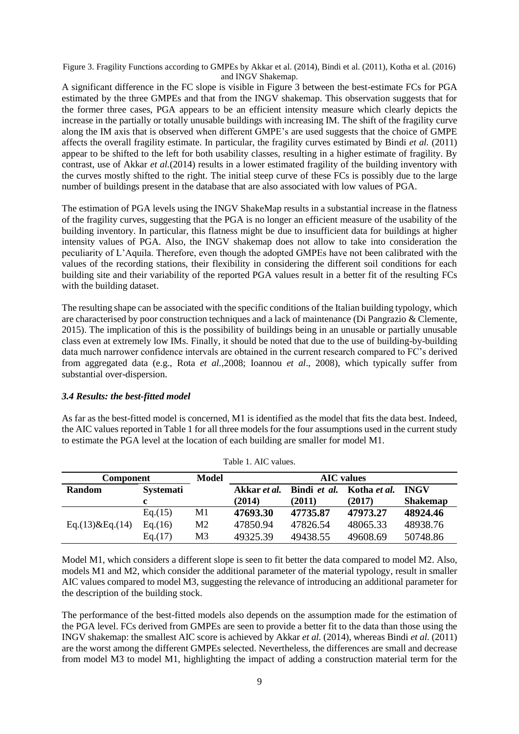Figure 3. Fragility Functions according to GMPEs by Akkar et al. (2014), Bindi et al. (2011), Kotha et al. (2016) and INGV Shakemap.

A significant difference in the FC slope is visible in Figure 3 between the best-estimate FCs for PGA estimated by the three GMPEs and that from the INGV shakemap. This observation suggests that for the former three cases, PGA appears to be an efficient intensity measure which clearly depicts the increase in the partially or totally unusable buildings with increasing IM. The shift of the fragility curve along the IM axis that is observed when different GMPE's are used suggests that the choice of GMPE affects the overall fragility estimate. In particular, the fragility curves estimated by Bindi *et al.* (2011) appear to be shifted to the left for both usability classes, resulting in a higher estimate of fragility. By contrast, use of Akkar *et al.*(2014) results in a lower estimated fragility of the building inventory with the curves mostly shifted to the right. The initial steep curve of these FCs is possibly due to the large number of buildings present in the database that are also associated with low values of PGA.

The estimation of PGA levels using the INGV ShakeMap results in a substantial increase in the flatness of the fragility curves, suggesting that the PGA is no longer an efficient measure of the usability of the building inventory. In particular, this flatness might be due to insufficient data for buildings at higher intensity values of PGA. Also, the INGV shakemap does not allow to take into consideration the peculiarity of L'Aquila. Therefore, even though the adopted GMPEs have not been calibrated with the values of the recording stations, their flexibility in considering the different soil conditions for each building site and their variability of the reported PGA values result in a better fit of the resulting FCs with the building dataset.

The resulting shape can be associated with the specific conditions of the Italian building typology, which are characterised by poor construction techniques and a lack of maintenance (Di Pangrazio & Clemente, 2015). The implication of this is the possibility of buildings being in an unusable or partially unusable class even at extremely low IMs. Finally, it should be noted that due to the use of building-by-building data much narrower confidence intervals are obtained in the current research compared to FC's derived from aggregated data (e.g., Rota *et al.*,2008; Ioannou *et al*., 2008), which typically suffer from substantial over-dispersion.

### *3.4 Results: the best-fitted model*

As far as the best-fitted model is concerned, M1 is identified as the model that fits the data best. Indeed, the AIC values reported in Table 1 for all three models for the four assumptions used in the current study to estimate the PGA level at the location of each building are smaller for model M1.

Table 1. AIC values.

| Component | | Model | AIC values | | | |
|---|---|---|---|---|---|---|
| **Random** | **Systematic** | | **Akkar *et al.* (2014)** | **Bindi *et al.* (2011)** | **Kotha *et al.* (2017)** | **INGV Shakemap** |
| Eq.(13)&Eq.(14) | Eq.(15) | M1 | **47693.30** | **47735.87** | **47973.27** | **48924.46** |
| | Eq.(16) | M2 | 47850.94 | 47826.54 | 48065.33 | 48938.76 |
| | Eq.(17) | M3 | 49325.39 | 49438.55 | 49608.69 | 50748.86 |

Model M1, which considers a different slope is seen to fit better the data compared to model M2. Also, models M1 and M2, which consider the additional parameter of the material typology, result in smaller AIC values compared to model M3, suggesting the relevance of introducing an additional parameter for the description of the building stock.

The performance of the best-fitted models also depends on the assumption made for the estimation of the PGA level. FCs derived from GMPEs are seen to provide a better fit to the data than those using the INGV shakemap: the smallest AIC score is achieved by Akkar *et al.* (2014), whereas Bindi *et al.* (2011) are the worst among the different GMPEs selected. Nevertheless, the differences are small and decrease from model M3 to model M1, highlighting the impact of adding a construction material term for the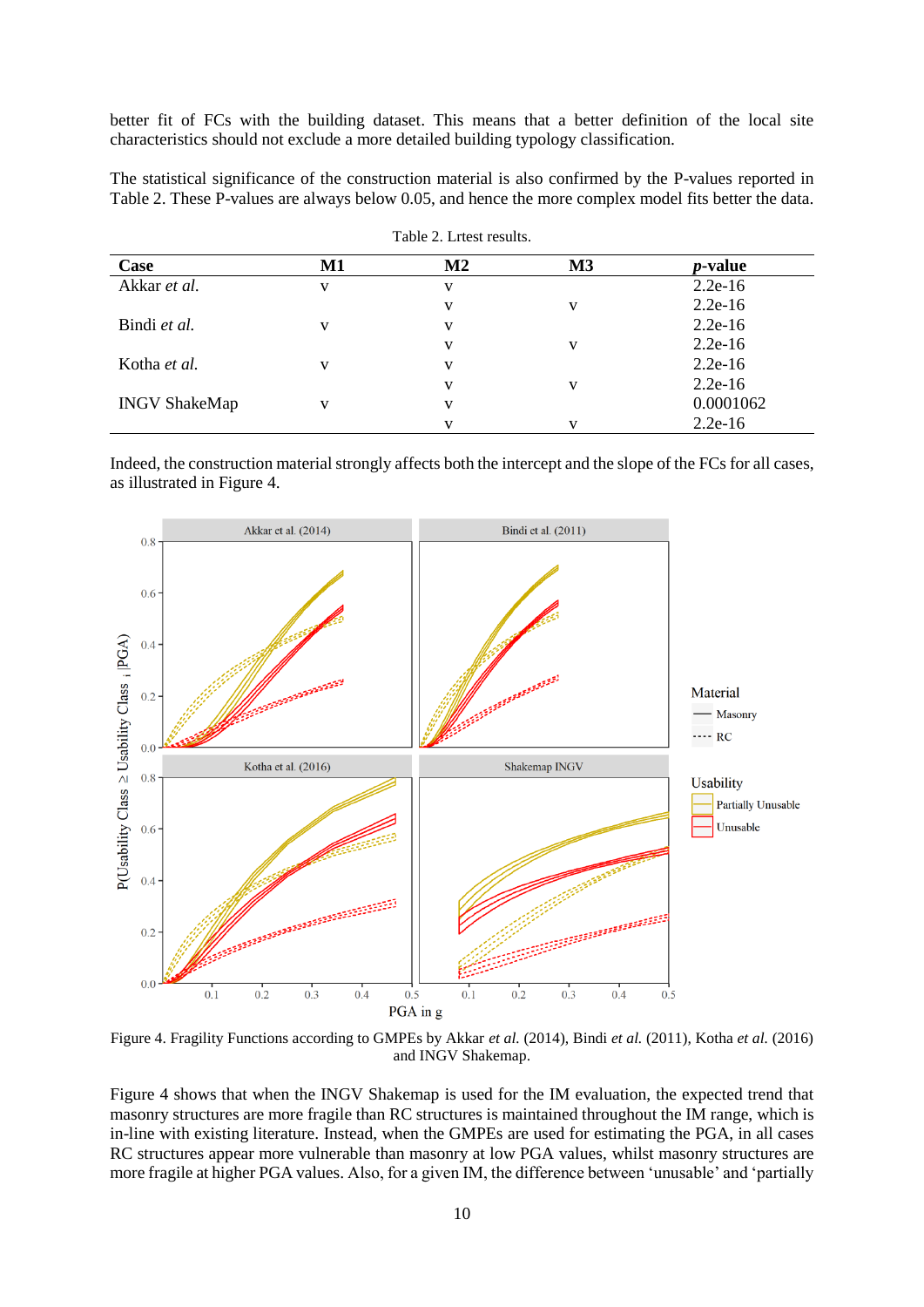better fit of FCs with the building dataset. This means that a better definition of the local site characteristics should not exclude a more detailed building typology classification.

The statistical significance of the construction material is also confirmed by the P-values reported in Table 2. These P-values are always below 0.05, and hence the more complex model fits better the data.

Table 2. Lrtest results.

| **Case** | **M1** | **M2** | **M3** | ***p*-value** |
|---|---|---|---|---|
| Akkar *et al.* | v | v | | 2.2e-16 |
| | | v | v | 2.2e-16 |
| Bindi *et al.* | v | v | | 2.2e-16 |
| | | v | v | 2.2e-16 |
| Kotha *et al.* | v | v | | 2.2e-16 |
| | | v | v | 2.2e-16 |
| INGV ShakeMap | v | v | | 0.0001062 |
| | | v | v | 2.2e-16 |

Indeed, the construction material strongly affects both the intercept and the slope of the FCs for all cases, as illustrated in Figure 4.

Figure 4. Fragility Functions according to GMPEs by Akkar *et al.* (2014), Bindi *et al.* (2011), Kotha *et al.* (2016) and INGV Shakemap.

Figure 4 shows that when the INGV Shakemap is used for the IM evaluation, the expected trend that masonry structures are more fragile than RC structures is maintained throughout the IM range, which is in-line with existing literature. Instead, when the GMPEs are used for estimating the PGA, in all cases RC structures appear more vulnerable than masonry at low PGA values, whilst masonry structures are more fragile at higher PGA values. Also, for a given IM, the difference between 'unusable' and 'partially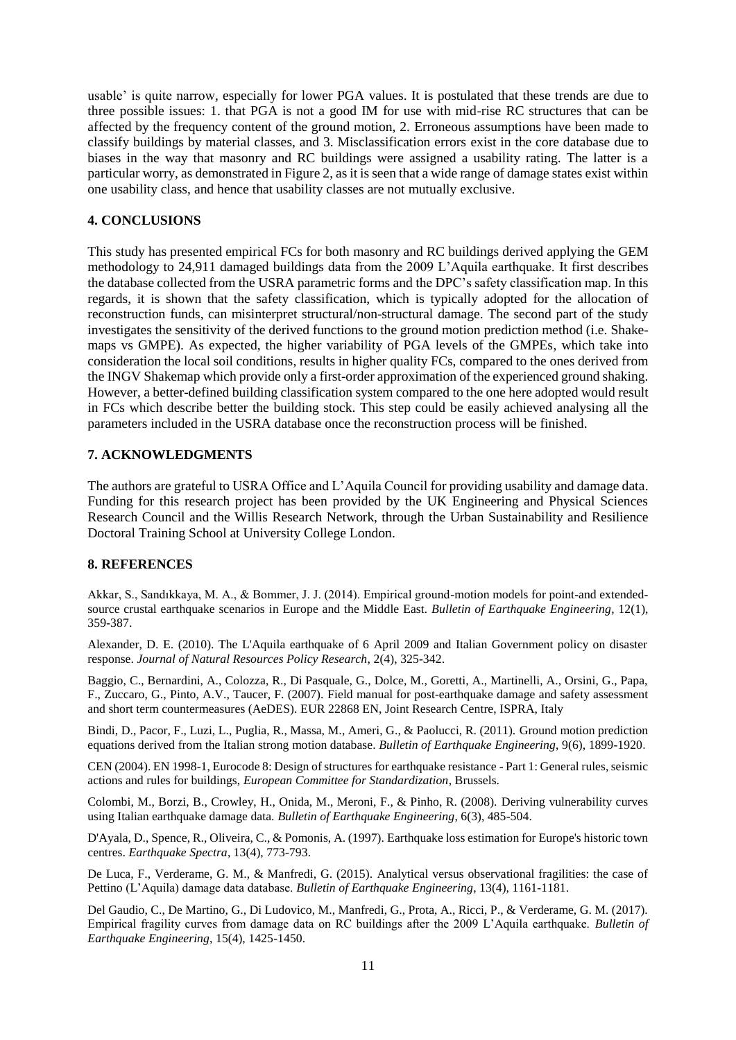usable' is quite narrow, especially for lower PGA values. It is postulated that these trends are due to three possible issues: 1. that PGA is not a good IM for use with mid-rise RC structures that can be affected by the frequency content of the ground motion, 2. Erroneous assumptions have been made to classify buildings by material classes, and 3. Misclassification errors exist in the core database due to biases in the way that masonry and RC buildings were assigned a usability rating. The latter is a particular worry, as demonstrated in Figure 2, as it is seen that a wide range of damage states exist within one usability class, and hence that usability classes are not mutually exclusive.

## 4. CONCLUSIONS

This study has presented empirical FCs for both masonry and RC buildings derived applying the GEM methodology to 24,911 damaged buildings data from the 2009 L'Aquila earthquake. It first describes the database collected from the USRA parametric forms and the DPC's safety classification map. In this regards, it is shown that the safety classification, which is typically adopted for the allocation of reconstruction funds, can misinterpret structural/non-structural damage. The second part of the study investigates the sensitivity of the derived functions to the ground motion prediction method (i.e. Shake-maps vs GMPE). As expected, the higher variability of PGA levels of the GMPEs, which take into consideration the local soil conditions, results in higher quality FCs, compared to the ones derived from the INGV Shakemap which provide only a first-order approximation of the experienced ground shaking. However, a better-defined building classification system compared to the one here adopted would result in FCs which describe better the building stock. This step could be easily achieved analysing all the parameters included in the USRA database once the reconstruction process will be finished.

## 7. ACKNOWLEDGMENTS

The authors are grateful to USRA Office and L'Aquila Council for providing usability and damage data. Funding for this research project has been provided by the UK Engineering and Physical Sciences Research Council and the Willis Research Network, through the Urban Sustainability and Resilience Doctoral Training School at University College London.

## 8. REFERENCES

Akkar, S., Sandıkkaya, M. A., & Bommer, J. J. (2014). Empirical ground-motion models for point-and extended-source crustal earthquake scenarios in Europe and the Middle East. *Bulletin of Earthquake Engineering*, 12(1), 359-387.

Alexander, D. E. (2010). The L'Aquila earthquake of 6 April 2009 and Italian Government policy on disaster response. *Journal of Natural Resources Policy Research*, 2(4), 325-342.

Baggio, C., Bernardini, A., Colozza, R., Di Pasquale, G., Dolce, M., Goretti, A., Martinelli, A., Orsini, G., Papa, F., Zuccaro, G., Pinto, A.V., Taucer, F. (2007). Field manual for post-earthquake damage and safety assessment and short term countermeasures (AeDES). EUR 22868 EN, Joint Research Centre, ISPRA, Italy

Bindi, D., Pacor, F., Luzi, L., Puglia, R., Massa, M., Ameri, G., & Paolucci, R. (2011). Ground motion prediction equations derived from the Italian strong motion database. *Bulletin of Earthquake Engineering*, 9(6), 1899-1920.

CEN (2004). EN 1998-1, Eurocode 8: Design of structures for earthquake resistance - Part 1: General rules, seismic actions and rules for buildings, *European Committee for Standardization*, Brussels.

Colombi, M., Borzi, B., Crowley, H., Onida, M., Meroni, F., & Pinho, R. (2008). Deriving vulnerability curves using Italian earthquake damage data. *Bulletin of Earthquake Engineering*, 6(3), 485-504.

D'Ayala, D., Spence, R., Oliveira, C., & Pomonis, A. (1997). Earthquake loss estimation for Europe's historic town centres. *Earthquake Spectra*, 13(4), 773-793.

De Luca, F., Verderame, G. M., & Manfredi, G. (2015). Analytical versus observational fragilities: the case of Pettino (L'Aquila) damage data database. *Bulletin of Earthquake Engineering*, 13(4), 1161-1181.

Del Gaudio, C., De Martino, G., Di Ludovico, M., Manfredi, G., Prota, A., Ricci, P., & Verderame, G. M. (2017). Empirical fragility curves from damage data on RC buildings after the 2009 L'Aquila earthquake. *Bulletin of Earthquake Engineering*, 15(4), 1425-1450.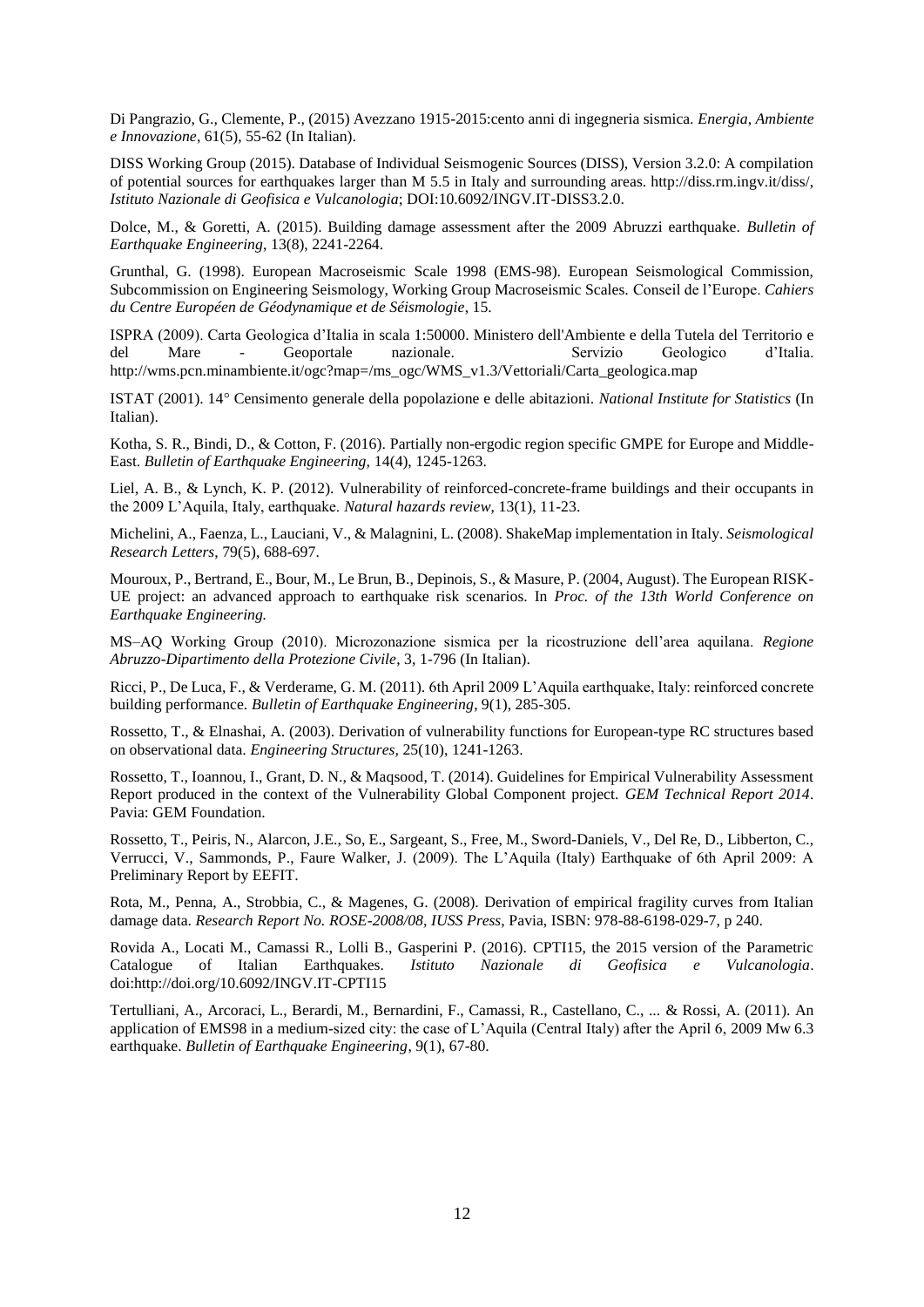Di Pangrazio, G., Clemente, P., (2015) Avezzano 1915-2015:cento anni di ingegneria sismica. *Energia, Ambiente e Innovazione*, 61(5), 55-62 (In Italian).

DISS Working Group (2015). Database of Individual Seismogenic Sources (DISS), Version 3.2.0: A compilation of potential sources for earthquakes larger than M 5.5 in Italy and surrounding areas. http://diss.rm.ingv.it/diss/, *Istituto Nazionale di Geofisica e Vulcanologia*; DOI:10.6092/INGV.IT-DISS3.2.0.

Dolce, M., & Goretti, A. (2015). Building damage assessment after the 2009 Abruzzi earthquake. *Bulletin of Earthquake Engineering*, 13(8), 2241-2264.

Grunthal, G. (1998). European Macroseismic Scale 1998 (EMS-98). European Seismological Commission, Subcommission on Engineering Seismology, Working Group Macroseismic Scales. Conseil de l'Europe. *Cahiers du Centre Européen de Géodynamique et de Séismologie*, 15.

ISPRA (2009). Carta Geologica d'Italia in scala 1:50000. Ministero dell'Ambiente e della Tutela del Territorio e del Mare - Geoportale nazionale. Servizio Geologico d'Italia. http://wms.pcn.minambiente.it/ogc?map=/ms_ogc/WMS_v1.3/Vettoriali/Carta_geologica.map

ISTAT (2001). 14° Censimento generale della popolazione e delle abitazioni. *National Institute for Statistics* (In Italian).

Kotha, S. R., Bindi, D., & Cotton, F. (2016). Partially non-ergodic region specific GMPE for Europe and Middle-East. *Bulletin of Earthquake Engineering*, 14(4), 1245-1263.

Liel, A. B., & Lynch, K. P. (2012). Vulnerability of reinforced-concrete-frame buildings and their occupants in the 2009 L'Aquila, Italy, earthquake. *Natural hazards review*, 13(1), 11-23.

Michelini, A., Faenza, L., Lauciani, V., & Malagnini, L. (2008). ShakeMap implementation in Italy. *Seismological Research Letters*, 79(5), 688-697.

Mouroux, P., Bertrand, E., Bour, M., Le Brun, B., Depinois, S., & Masure, P. (2004, August). The European RISK-UE project: an advanced approach to earthquake risk scenarios. In *Proc. of the 13th World Conference on Earthquake Engineering.*

MS–AQ Working Group (2010). Microzonazione sismica per la ricostruzione dell'area aquilana. *Regione Abruzzo-Dipartimento della Protezione Civile*, 3, 1-796 (In Italian).

Ricci, P., De Luca, F., & Verderame, G. M. (2011). 6th April 2009 L'Aquila earthquake, Italy: reinforced concrete building performance. *Bulletin of Earthquake Engineering*, 9(1), 285-305.

Rossetto, T., & Elnashai, A. (2003). Derivation of vulnerability functions for European-type RC structures based on observational data. *Engineering Structures*, 25(10), 1241-1263.

Rossetto, T., Ioannou, I., Grant, D. N., & Maqsood, T. (2014). Guidelines for Empirical Vulnerability Assessment Report produced in the context of the Vulnerability Global Component project. *GEM Technical Report 2014*. Pavia: GEM Foundation.

Rossetto, T., Peiris, N., Alarcon, J.E., So, E., Sargeant, S., Free, M., Sword-Daniels, V., Del Re, D., Libberton, C., Verrucci, V., Sammonds, P., Faure Walker, J. (2009). The L'Aquila (Italy) Earthquake of 6th April 2009: A Preliminary Report by EEFIT.

Rota, M., Penna, A., Strobbia, C., & Magenes, G. (2008). Derivation of empirical fragility curves from Italian damage data. *Research Report No. ROSE-2008/08, IUSS Press*, Pavia, ISBN: 978-88-6198-029-7, p 240.

Rovida A., Locati M., Camassi R., Lolli B., Gasperini P. (2016). CPTI15, the 2015 version of the Parametric Catalogue of Italian Earthquakes. *Istituto Nazionale di Geofisica e Vulcanologia*. doi:http://doi.org/10.6092/INGV.IT-CPTI15

Tertulliani, A., Arcoraci, L., Berardi, M., Bernardini, F., Camassi, R., Castellano, C., ... & Rossi, A. (2011). An application of EMS98 in a medium-sized city: the case of L'Aquila (Central Italy) after the April 6, 2009 Mw 6.3 earthquake. *Bulletin of Earthquake Engineering*, 9(1), 67-80.